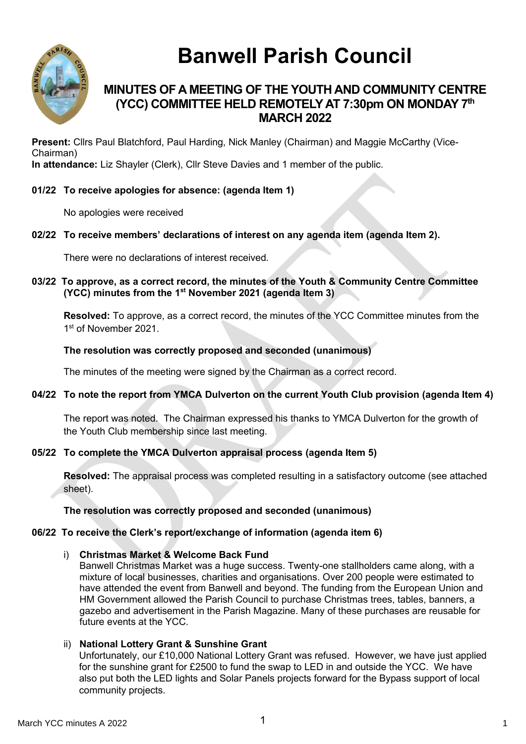# Banwell Parish Council

## MINUTES OF A MEETING OF THE YOUTH AND COMMUNITY CENTRE (YCC) COMMITTEE HELD REMOTELY AT 7:30pm ON MONDAY 7th MARCH 2022

**Present:** Cllrs Paul Blatchford, Paul Harding, Nick Manley (Chairman) and Maggie McCarthy (Vice-Chairman)
**In attendance:** Liz Shayler (Clerk), Cllr Steve Davies and 1 member of the public.

### 01/22 To receive apologies for absence: (agenda Item 1)

No apologies were received

### 02/22 To receive members' declarations of interest on any agenda item (agenda Item 2).

There were no declarations of interest received.

### 03/22 To approve, as a correct record, the minutes of the Youth & Community Centre Committee (YCC) minutes from the 1st November 2021 (agenda Item 3)

**Resolved:** To approve, as a correct record, the minutes of the YCC Committee minutes from the 1st of November 2021.

**The resolution was correctly proposed and seconded (unanimous)**

The minutes of the meeting were signed by the Chairman as a correct record.

### 04/22 To note the report from YMCA Dulverton on the current Youth Club provision (agenda Item 4)

The report was noted. The Chairman expressed his thanks to YMCA Dulverton for the growth of the Youth Club membership since last meeting.

### 05/22 To complete the YMCA Dulverton appraisal process (agenda Item 5)

**Resolved:** The appraisal process was completed resulting in a satisfactory outcome (see attached sheet).

**The resolution was correctly proposed and seconded (unanimous)**

### 06/22 To receive the Clerk's report/exchange of information (agenda item 6)

i) **Christmas Market & Welcome Back Fund**
Banwell Christmas Market was a huge success. Twenty-one stallholders came along, with a mixture of local businesses, charities and organisations. Over 200 people were estimated to have attended the event from Banwell and beyond. The funding from the European Union and HM Government allowed the Parish Council to purchase Christmas trees, tables, banners, a gazebo and advertisement in the Parish Magazine. Many of these purchases are reusable for future events at the YCC.

ii) **National Lottery Grant & Sunshine Grant**
Unfortunately, our £10,000 National Lottery Grant was refused. However, we have just applied for the sunshine grant for £2500 to fund the swap to LED in and outside the YCC. We have also put both the LED lights and Solar Panels projects forward for the Bypass support of local community projects.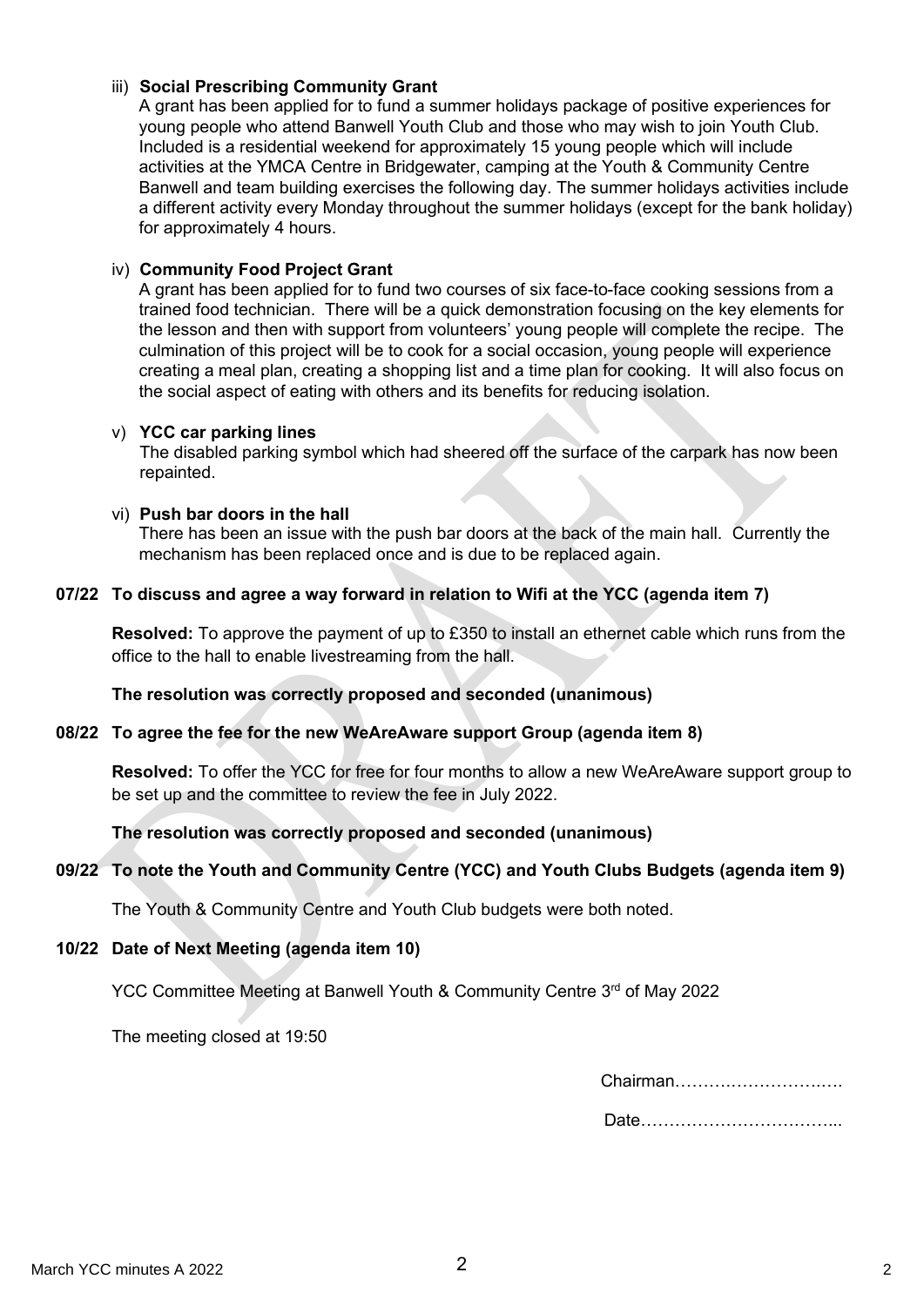iii) **Social Prescribing Community Grant**
A grant has been applied for to fund a summer holidays package of positive experiences for young people who attend Banwell Youth Club and those who may wish to join Youth Club. Included is a residential weekend for approximately 15 young people which will include activities at the YMCA Centre in Bridgewater, camping at the Youth & Community Centre Banwell and team building exercises the following day. The summer holidays activities include a different activity every Monday throughout the summer holidays (except for the bank holiday) for approximately 4 hours.

iv) **Community Food Project Grant**
A grant has been applied for to fund two courses of six face-to-face cooking sessions from a trained food technician. There will be a quick demonstration focusing on the key elements for the lesson and then with support from volunteers' young people will complete the recipe. The culmination of this project will be to cook for a social occasion, young people will experience creating a meal plan, creating a shopping list and a time plan for cooking. It will also focus on the social aspect of eating with others and its benefits for reducing isolation.

v) **YCC car parking lines**
The disabled parking symbol which had sheered off the surface of the carpark has now been repainted.

vi) **Push bar doors in the hall**
There has been an issue with the push bar doors at the back of the main hall. Currently the mechanism has been replaced once and is due to be replaced again.

**07/22 To discuss and agree a way forward in relation to Wifi at the YCC (agenda item 7)**

**Resolved:** To approve the payment of up to £350 to install an ethernet cable which runs from the office to the hall to enable livestreaming from the hall.

**The resolution was correctly proposed and seconded (unanimous)**

**08/22 To agree the fee for the new WeAreAware support Group (agenda item 8)**

**Resolved:** To offer the YCC for free for four months to allow a new WeAreAware support group to be set up and the committee to review the fee in July 2022.

**The resolution was correctly proposed and seconded (unanimous)**

**09/22 To note the Youth and Community Centre (YCC) and Youth Clubs Budgets (agenda item 9)**

The Youth & Community Centre and Youth Club budgets were both noted.

**10/22 Date of Next Meeting (agenda item 10)**

YCC Committee Meeting at Banwell Youth & Community Centre 3rd of May 2022

The meeting closed at 19:50

Chairman……………………….

Date……………………………..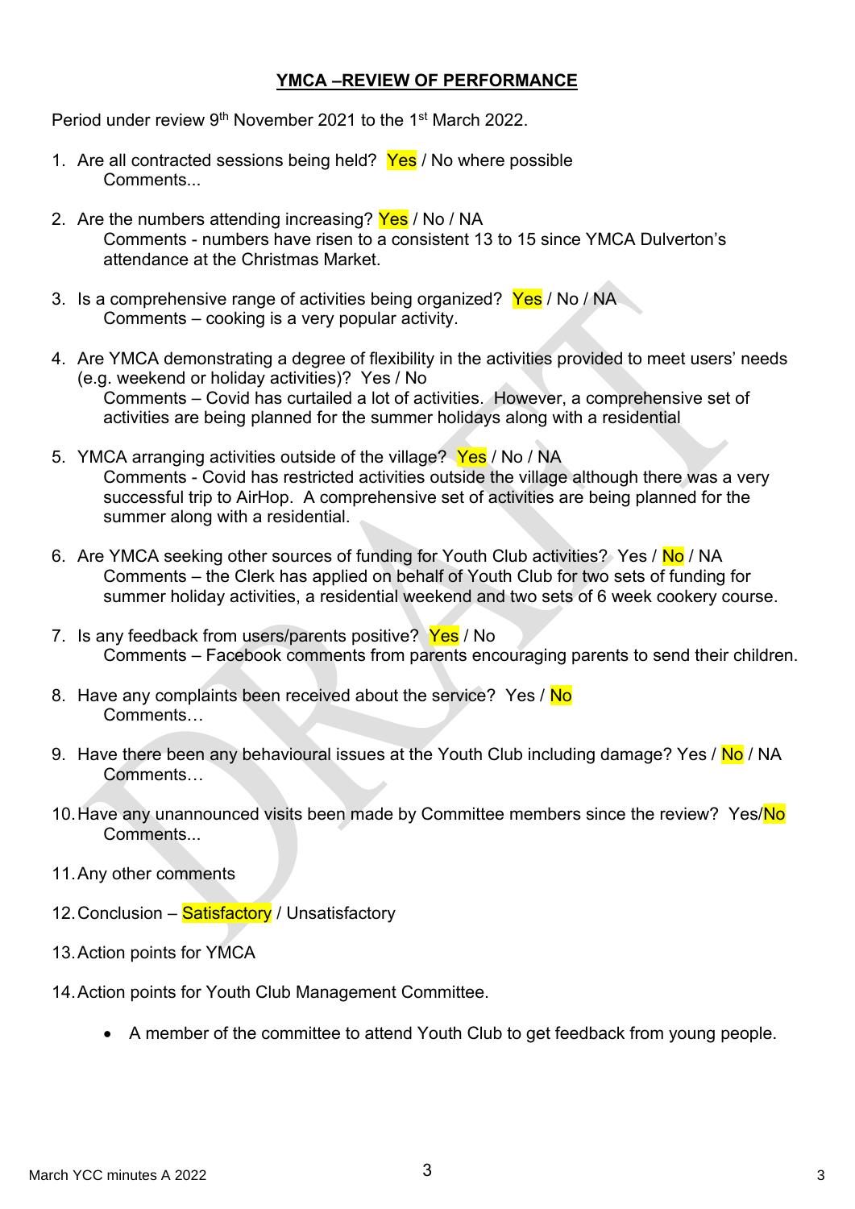**YMCA –REVIEW OF PERFORMANCE**

Period under review 9th November 2021 to the 1st March 2022.

1. Are all contracted sessions being held? Yes / No where possible
   Comments...

2. Are the numbers attending increasing? Yes / No / NA
   Comments - numbers have risen to a consistent 13 to 15 since YMCA Dulverton's attendance at the Christmas Market.

3. Is a comprehensive range of activities being organized? Yes / No / NA
   Comments – cooking is a very popular activity.

4. Are YMCA demonstrating a degree of flexibility in the activities provided to meet users' needs (e.g. weekend or holiday activities)? Yes / No
   Comments – Covid has curtailed a lot of activities. However, a comprehensive set of activities are being planned for the summer holidays along with a residential

5. YMCA arranging activities outside of the village? Yes / No / NA
   Comments - Covid has restricted activities outside the village although there was a very successful trip to AirHop. A comprehensive set of activities are being planned for the summer along with a residential.

6. Are YMCA seeking other sources of funding for Youth Club activities? Yes / No / NA
   Comments – the Clerk has applied on behalf of Youth Club for two sets of funding for summer holiday activities, a residential weekend and two sets of 6 week cookery course.

7. Is any feedback from users/parents positive? Yes / No
   Comments – Facebook comments from parents encouraging parents to send their children.

8. Have any complaints been received about the service? Yes / No
   Comments…

9. Have there been any behavioural issues at the Youth Club including damage? Yes / No / NA
   Comments…

10. Have any unannounced visits been made by Committee members since the review? Yes/No
    Comments...

11. Any other comments

12. Conclusion – Satisfactory / Unsatisfactory

13. Action points for YMCA

14. Action points for Youth Club Management Committee.

    - A member of the committee to attend Youth Club to get feedback from young people.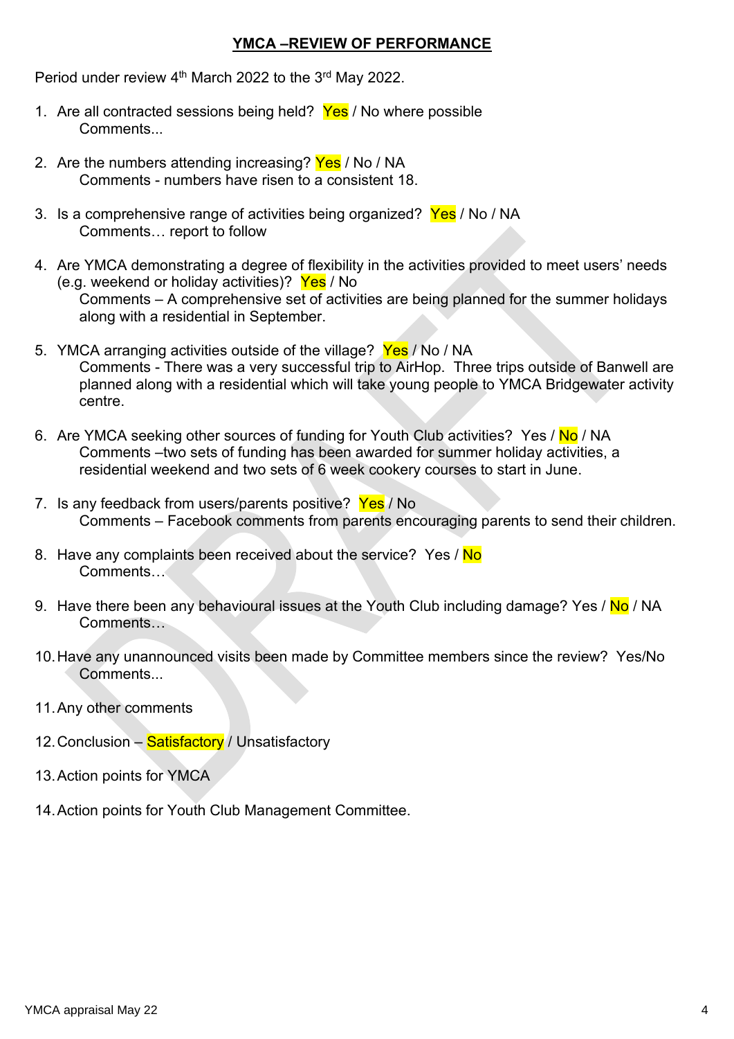**YMCA –REVIEW OF PERFORMANCE**

Period under review 4th March 2022 to the 3rd May 2022.

1. Are all contracted sessions being held? Yes / No where possible
   Comments...

2. Are the numbers attending increasing? Yes / No / NA
   Comments - numbers have risen to a consistent 18.

3. Is a comprehensive range of activities being organized? Yes / No / NA
   Comments… report to follow

4. Are YMCA demonstrating a degree of flexibility in the activities provided to meet users' needs (e.g. weekend or holiday activities)? Yes / No
   Comments – A comprehensive set of activities are being planned for the summer holidays along with a residential in September.

5. YMCA arranging activities outside of the village? Yes / No / NA
   Comments - There was a very successful trip to AirHop. Three trips outside of Banwell are planned along with a residential which will take young people to YMCA Bridgewater activity centre.

6. Are YMCA seeking other sources of funding for Youth Club activities? Yes / No / NA
   Comments –two sets of funding has been awarded for summer holiday activities, a residential weekend and two sets of 6 week cookery courses to start in June.

7. Is any feedback from users/parents positive? Yes / No
   Comments – Facebook comments from parents encouraging parents to send their children.

8. Have any complaints been received about the service? Yes / No
   Comments…

9. Have there been any behavioural issues at the Youth Club including damage? Yes / No / NA
   Comments…

10. Have any unannounced visits been made by Committee members since the review? Yes/No
    Comments...

11. Any other comments

12. Conclusion – Satisfactory / Unsatisfactory

13. Action points for YMCA

14. Action points for Youth Club Management Committee.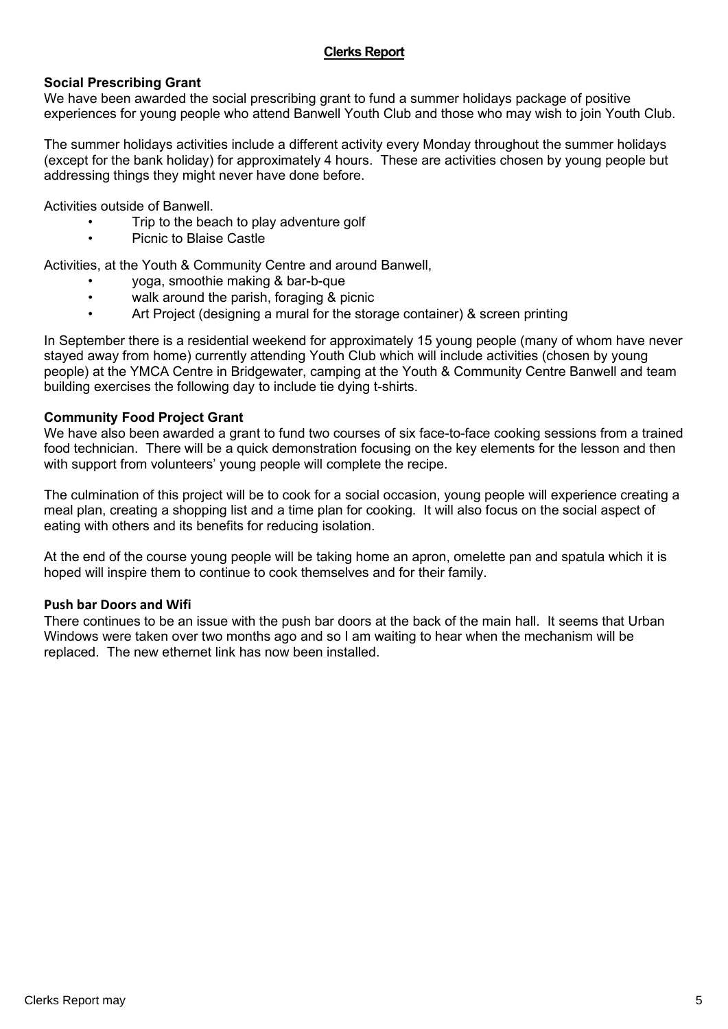# Clerks Report

## Social Prescribing Grant

We have been awarded the social prescribing grant to fund a summer holidays package of positive experiences for young people who attend Banwell Youth Club and those who may wish to join Youth Club.

The summer holidays activities include a different activity every Monday throughout the summer holidays (except for the bank holiday) for approximately 4 hours. These are activities chosen by young people but addressing things they might never have done before.

Activities outside of Banwell.

- Trip to the beach to play adventure golf
- Picnic to Blaise Castle

Activities, at the Youth & Community Centre and around Banwell,

- yoga, smoothie making & bar-b-que
- walk around the parish, foraging & picnic
- Art Project (designing a mural for the storage container) & screen printing

In September there is a residential weekend for approximately 15 young people (many of whom have never stayed away from home) currently attending Youth Club which will include activities (chosen by young people) at the YMCA Centre in Bridgewater, camping at the Youth & Community Centre Banwell and team building exercises the following day to include tie dying t-shirts.

## Community Food Project Grant

We have also been awarded a grant to fund two courses of six face-to-face cooking sessions from a trained food technician. There will be a quick demonstration focusing on the key elements for the lesson and then with support from volunteers' young people will complete the recipe.

The culmination of this project will be to cook for a social occasion, young people will experience creating a meal plan, creating a shopping list and a time plan for cooking. It will also focus on the social aspect of eating with others and its benefits for reducing isolation.

At the end of the course young people will be taking home an apron, omelette pan and spatula which it is hoped will inspire them to continue to cook themselves and for their family.

## Push bar Doors and Wifi

There continues to be an issue with the push bar doors at the back of the main hall. It seems that Urban Windows were taken over two months ago and so I am waiting to hear when the mechanism will be replaced. The new ethernet link has now been installed.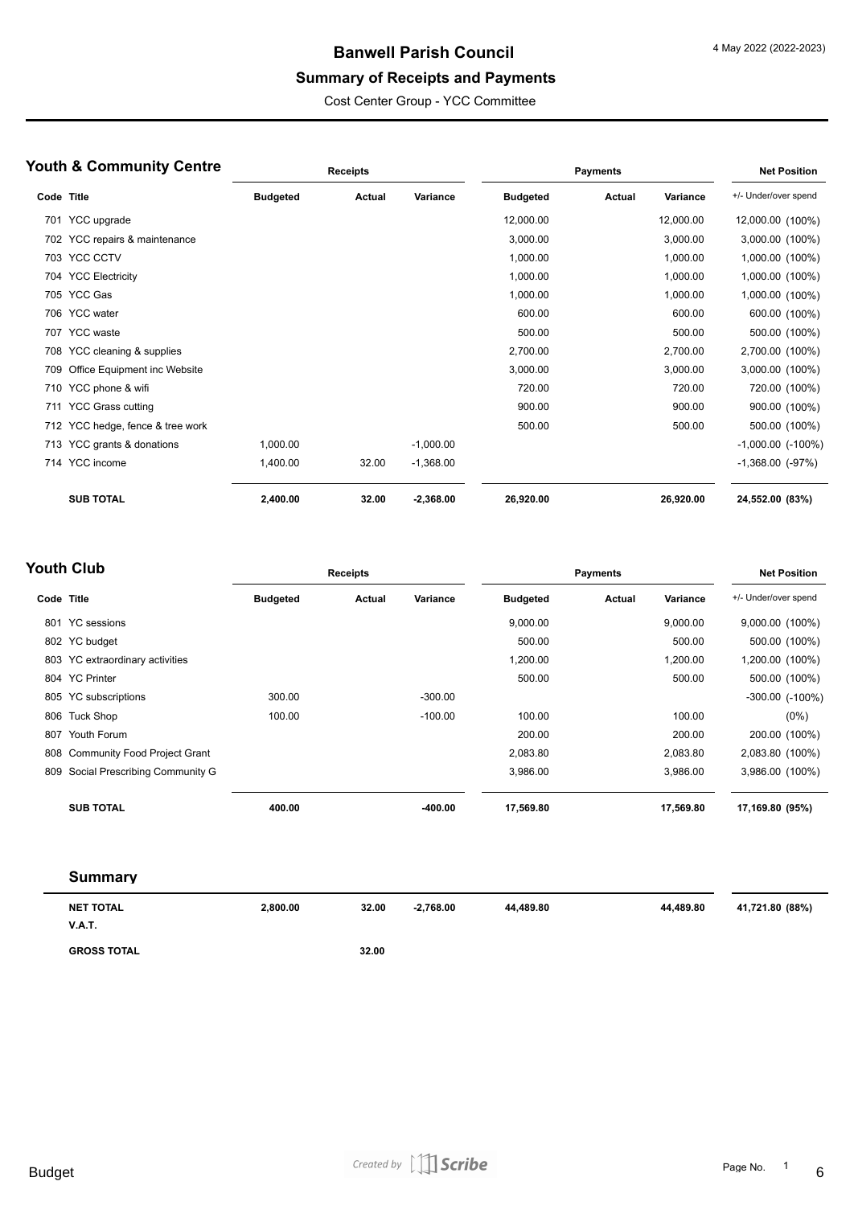# Banwell Parish Council

## Summary of Receipts and Payments

Cost Center Group - YCC Committee

### Youth & Community Centre

| | | Receipts | | | Payments | | | Net Position |
|---|---|---|---|---|---|---|---|---|
| Code | Title | Budgeted | Actual | Variance | Budgeted | Actual | Variance | +/- Under/over spend |
| 701 | YCC upgrade | | | | 12,000.00 | | 12,000.00 | 12,000.00 (100%) |
| 702 | YCC repairs & maintenance | | | | 3,000.00 | | 3,000.00 | 3,000.00 (100%) |
| 703 | YCC CCTV | | | | 1,000.00 | | 1,000.00 | 1,000.00 (100%) |
| 704 | YCC Electricity | | | | 1,000.00 | | 1,000.00 | 1,000.00 (100%) |
| 705 | YCC Gas | | | | 1,000.00 | | 1,000.00 | 1,000.00 (100%) |
| 706 | YCC water | | | | 600.00 | | 600.00 | 600.00 (100%) |
| 707 | YCC waste | | | | 500.00 | | 500.00 | 500.00 (100%) |
| 708 | YCC cleaning & supplies | | | | 2,700.00 | | 2,700.00 | 2,700.00 (100%) |
| 709 | Office Equipment inc Website | | | | 3,000.00 | | 3,000.00 | 3,000.00 (100%) |
| 710 | YCC phone & wifi | | | | 720.00 | | 720.00 | 720.00 (100%) |
| 711 | YCC Grass cutting | | | | 900.00 | | 900.00 | 900.00 (100%) |
| 712 | YCC hedge, fence & tree work | | | | 500.00 | | 500.00 | 500.00 (100%) |
| 713 | YCC grants & donations | 1,000.00 | | -1,000.00 | | | | -1,000.00 (-100%) |
| 714 | YCC income | 1,400.00 | 32.00 | -1,368.00 | | | | -1,368.00 (-97%) |
| | **SUB TOTAL** | **2,400.00** | **32.00** | **-2,368.00** | **26,920.00** | | **26,920.00** | **24,552.00 (83%)** |

### Youth Club

| | | Receipts | | | Payments | | | Net Position |
|---|---|---|---|---|---|---|---|---|
| Code | Title | Budgeted | Actual | Variance | Budgeted | Actual | Variance | +/- Under/over spend |
| 801 | YC sessions | | | | 9,000.00 | | 9,000.00 | 9,000.00 (100%) |
| 802 | YC budget | | | | 500.00 | | 500.00 | 500.00 (100%) |
| 803 | YC extraordinary activities | | | | 1,200.00 | | 1,200.00 | 1,200.00 (100%) |
| 804 | YC Printer | | | | 500.00 | | 500.00 | 500.00 (100%) |
| 805 | YC subscriptions | 300.00 | | -300.00 | | | | -300.00 (-100%) |
| 806 | Tuck Shop | 100.00 | | -100.00 | 100.00 | | 100.00 | (0%) |
| 807 | Youth Forum | | | | 200.00 | | 200.00 | 200.00 (100%) |
| 808 | Community Food Project Grant | | | | 2,083.80 | | 2,083.80 | 2,083.80 (100%) |
| 809 | Social Prescribing Community G | | | | 3,986.00 | | 3,986.00 | 3,986.00 (100%) |
| | **SUB TOTAL** | **400.00** | | **-400.00** | **17,569.80** | | **17,569.80** | **17,169.80 (95%)** |

### Summary

| | Budgeted | Actual | Variance | Budgeted | Actual | Variance | +/- Under/over spend |
|---|---|---|---|---|---|---|---|
| **NET TOTAL** | **2,800.00** | **32.00** | **-2,768.00** | **44,489.80** | | **44,489.80** | **41,721.80 (88%)** |
| **V.A.T.** | | | | | | | |
| **GROSS TOTAL** | | **32.00** | | | | | |